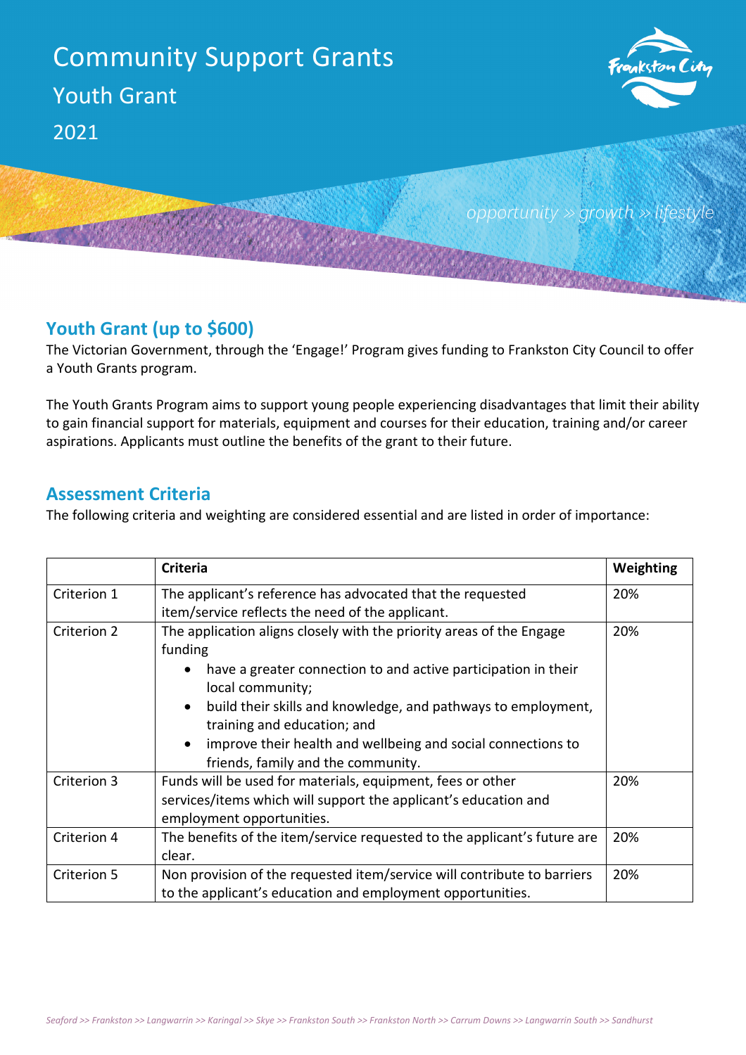# Community Support Grants

## Youth Grant

2021

*opportunity » growth » lifestyle*

## Youth Grant (up to $600)

The Victorian Government, through the 'Engage!' Program gives funding to Frankston City Council to offer a Youth Grants program.

The Youth Grants Program aims to support young people experiencing disadvantages that limit their ability to gain financial support for materials, equipment and courses for their education, training and/or career aspirations. Applicants must outline the benefits of the grant to their future.

## Assessment Criteria

The following criteria and weighting are considered essential and are listed in order of importance:

| | **Criteria** | **Weighting** |
|---|---|---|
| Criterion 1 | The applicant's reference has advocated that the requested item/service reflects the need of the applicant. | 20% |
| Criterion 2 | The application aligns closely with the priority areas of the Engage funding<br>• have a greater connection to and active participation in their local community;<br>• build their skills and knowledge, and pathways to employment, training and education; and<br>• improve their health and wellbeing and social connections to friends, family and the community. | 20% |
| Criterion 3 | Funds will be used for materials, equipment, fees or other services/items which will support the applicant's education and employment opportunities. | 20% |
| Criterion 4 | The benefits of the item/service requested to the applicant's future are clear. | 20% |
| Criterion 5 | Non provision of the requested item/service will contribute to barriers to the applicant's education and employment opportunities. | 20% |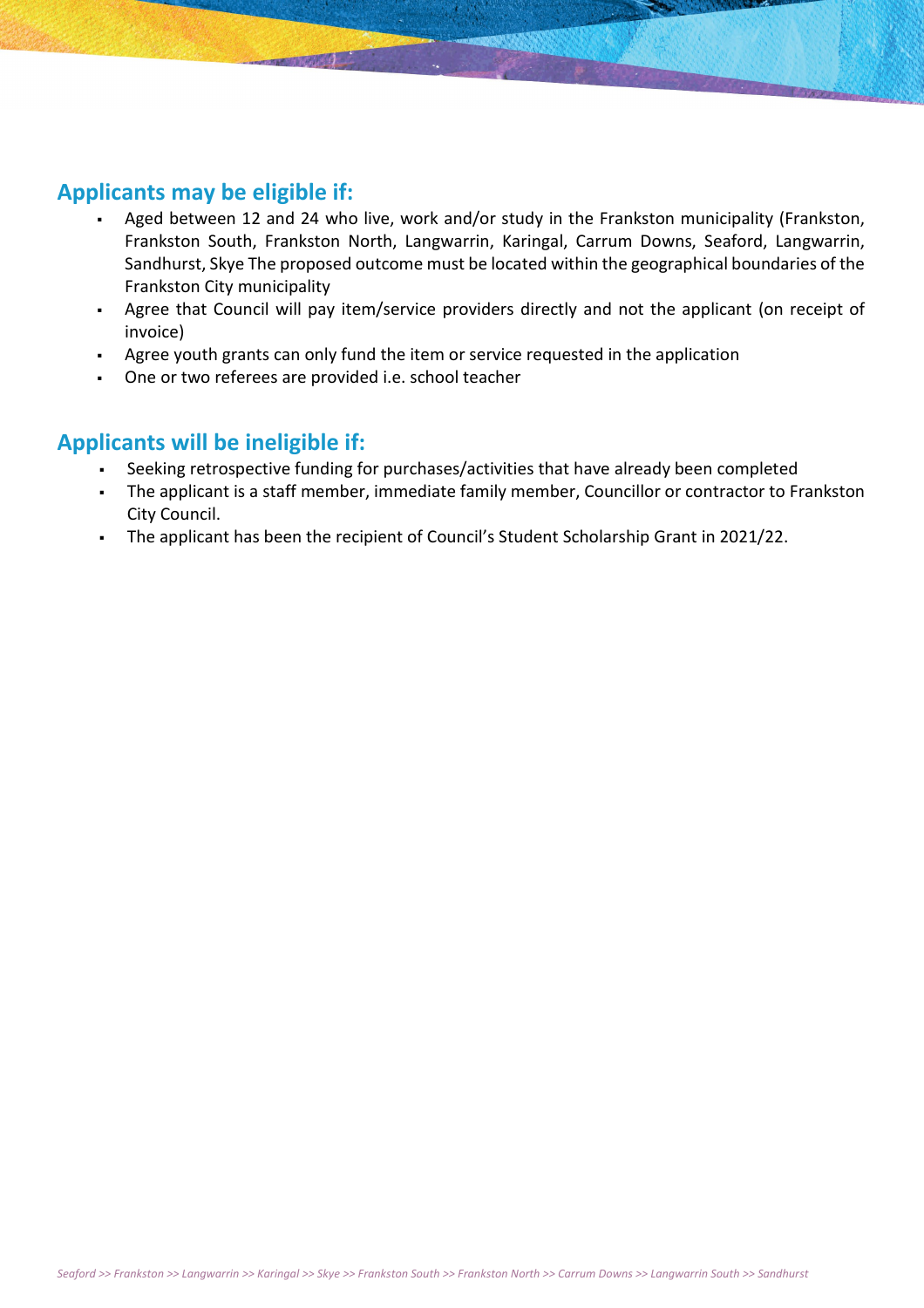## Applicants may be eligible if:

- Aged between 12 and 24 who live, work and/or study in the Frankston municipality (Frankston, Frankston South, Frankston North, Langwarrin, Karingal, Carrum Downs, Seaford, Langwarrin, Sandhurst, Skye The proposed outcome must be located within the geographical boundaries of the Frankston City municipality
- Agree that Council will pay item/service providers directly and not the applicant (on receipt of invoice)
- Agree youth grants can only fund the item or service requested in the application
- One or two referees are provided i.e. school teacher

## Applicants will be ineligible if:

- Seeking retrospective funding for purchases/activities that have already been completed
- The applicant is a staff member, immediate family member, Councillor or contractor to Frankston City Council.
- The applicant has been the recipient of Council's Student Scholarship Grant in 2021/22.